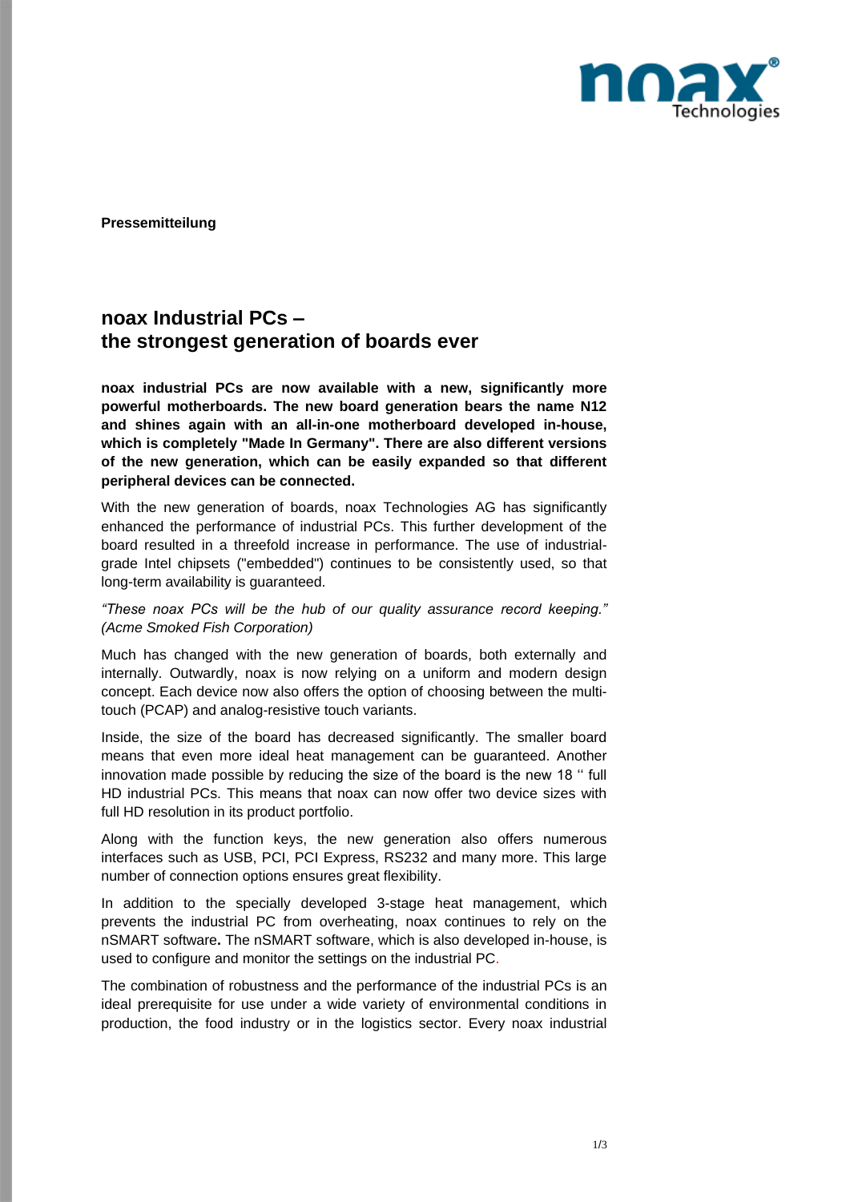**Pressemitteilung**

## noax Industrial PCs – the strongest generation of boards ever

**noax industrial PCs are now available with a new, significantly more powerful motherboards. The new board generation bears the name N12 and shines again with an all-in-one motherboard developed in-house, which is completely "Made In Germany". There are also different versions of the new generation, which can be easily expanded so that different peripheral devices can be connected.**

With the new generation of boards, noax Technologies AG has significantly enhanced the performance of industrial PCs. This further development of the board resulted in a threefold increase in performance. The use of industrial-grade Intel chipsets ("embedded") continues to be consistently used, so that long-term availability is guaranteed.

*"These noax PCs will be the hub of our quality assurance record keeping." (Acme Smoked Fish Corporation)*

Much has changed with the new generation of boards, both externally and internally. Outwardly, noax is now relying on a uniform and modern design concept. Each device now also offers the option of choosing between the multi-touch (PCAP) and analog-resistive touch variants.

Inside, the size of the board has decreased significantly. The smaller board means that even more ideal heat management can be guaranteed. Another innovation made possible by reducing the size of the board is the new 18 ‘‘ full HD industrial PCs. This means that noax can now offer two device sizes with full HD resolution in its product portfolio.

Along with the function keys, the new generation also offers numerous interfaces such as USB, PCI, PCI Express, RS232 and many more. This large number of connection options ensures great flexibility.

In addition to the specially developed 3-stage heat management, which prevents the industrial PC from overheating, noax continues to rely on the nSMART software**.** The nSMART software, which is also developed in-house, is used to configure and monitor the settings on the industrial PC.

The combination of robustness and the performance of the industrial PCs is an ideal prerequisite for use under a wide variety of environmental conditions in production, the food industry or in the logistics sector. Every noax industrial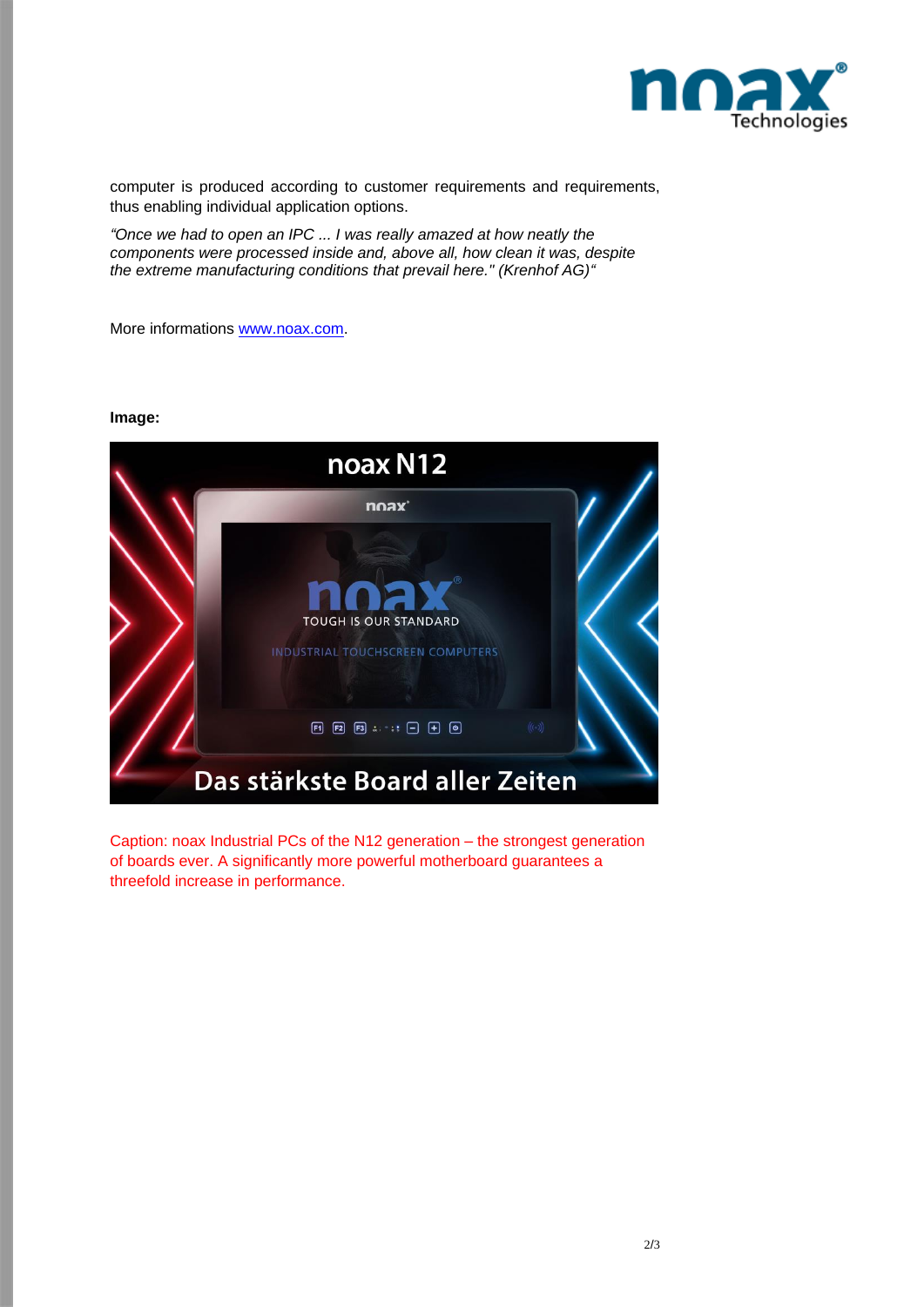computer is produced according to customer requirements and requirements, thus enabling individual application options.

*“Once we had to open an IPC ... I was really amazed at how neatly the components were processed inside and, above all, how clean it was, despite the extreme manufacturing conditions that prevail here." (Krenhof AG)“*

More informations [www.noax.com](www.noax.com).

**Image:**

Caption: noax Industrial PCs of the N12 generation – the strongest generation of boards ever. A significantly more powerful motherboard guarantees a threefold increase in performance.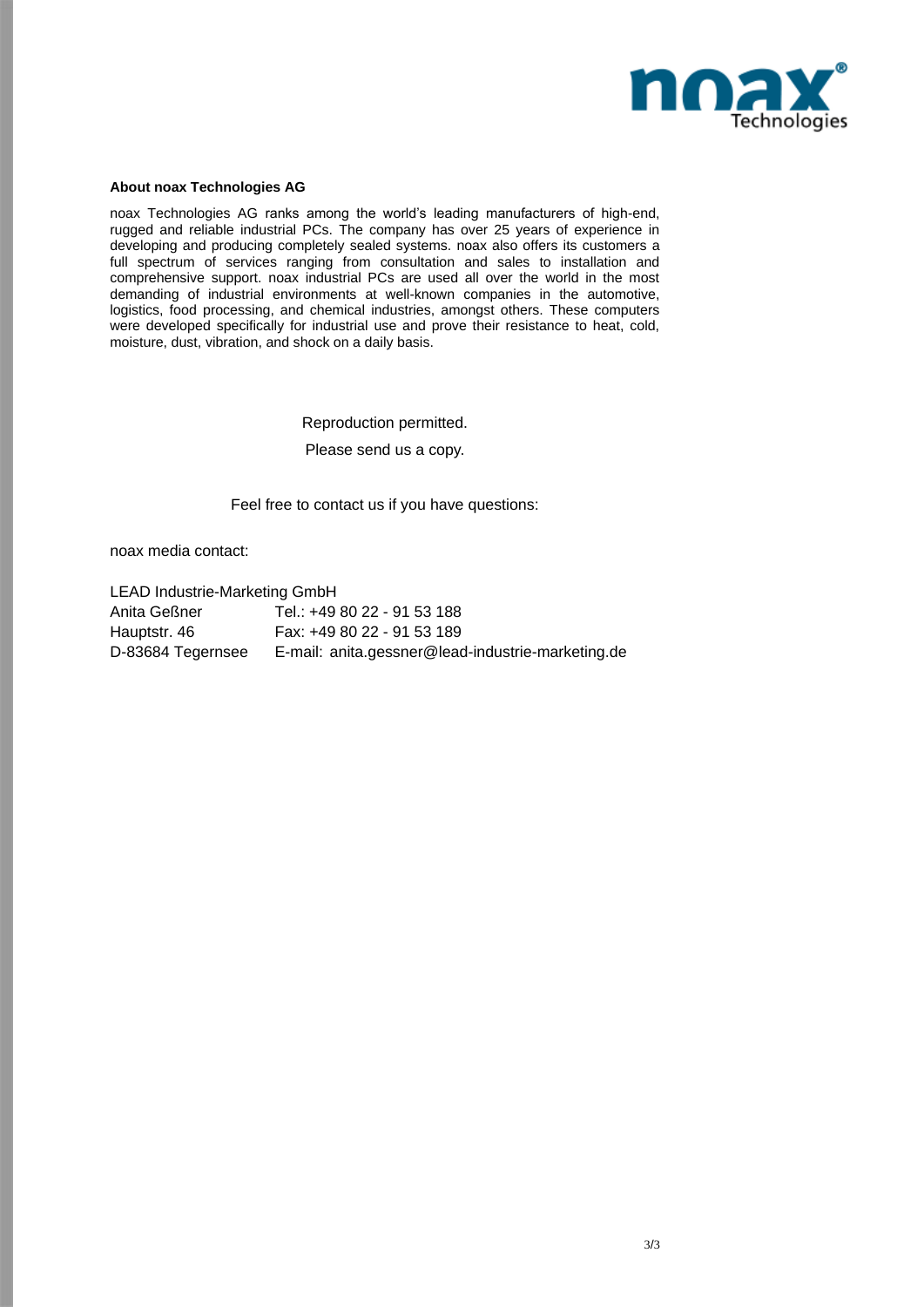**About noax Technologies AG**

noax Technologies AG ranks among the world's leading manufacturers of high-end, rugged and reliable industrial PCs. The company has over 25 years of experience in developing and producing completely sealed systems. noax also offers its customers a full spectrum of services ranging from consultation and sales to installation and comprehensive support. noax industrial PCs are used all over the world in the most demanding of industrial environments at well-known companies in the automotive, logistics, food processing, and chemical industries, amongst others. These computers were developed specifically for industrial use and prove their resistance to heat, cold, moisture, dust, vibration, and shock on a daily basis.

Reproduction permitted.

Please send us a copy.

Feel free to contact us if you have questions:

noax media contact:

LEAD Industrie-Marketing GmbH

| | |
|---|---|
| Anita Geßner | Tel.: +49 80 22 - 91 53 188 |
| Hauptstr. 46 | Fax: +49 80 22 - 91 53 189 |
| D-83684 Tegernsee | E-mail: anita.gessner@lead-industrie-marketing.de |